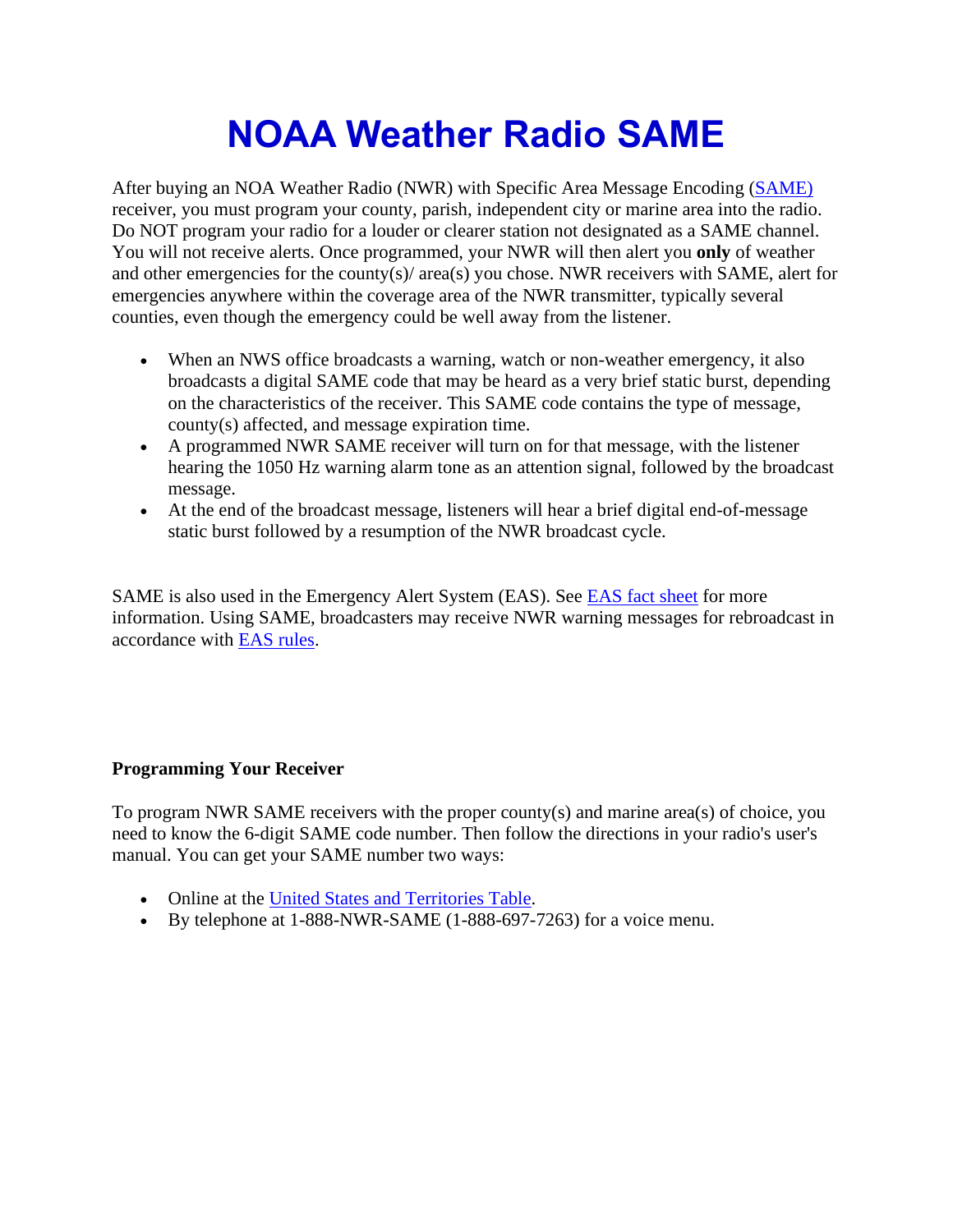# NOAA Weather Radio SAME

After buying an NOA Weather Radio (NWR) with Specific Area Message Encoding (SAME) receiver, you must program your county, parish, independent city or marine area into the radio. Do NOT program your radio for a louder or clearer station not designated as a SAME channel. You will not receive alerts. Once programmed, your NWR will then alert you **only** of weather and other emergencies for the county(s)/ area(s) you chose. NWR receivers with SAME, alert for emergencies anywhere within the coverage area of the NWR transmitter, typically several counties, even though the emergency could be well away from the listener.

- When an NWS office broadcasts a warning, watch or non-weather emergency, it also broadcasts a digital SAME code that may be heard as a very brief static burst, depending on the characteristics of the receiver. This SAME code contains the type of message, county(s) affected, and message expiration time.
- A programmed NWR SAME receiver will turn on for that message, with the listener hearing the 1050 Hz warning alarm tone as an attention signal, followed by the broadcast message.
- At the end of the broadcast message, listeners will hear a brief digital end-of-message static burst followed by a resumption of the NWR broadcast cycle.

SAME is also used in the Emergency Alert System (EAS). See EAS fact sheet for more information. Using SAME, broadcasters may receive NWR warning messages for rebroadcast in accordance with EAS rules.

**Programming Your Receiver**

To program NWR SAME receivers with the proper county(s) and marine area(s) of choice, you need to know the 6-digit SAME code number. Then follow the directions in your radio's user's manual. You can get your SAME number two ways:

- Online at the United States and Territories Table.
- By telephone at 1-888-NWR-SAME (1-888-697-7263) for a voice menu.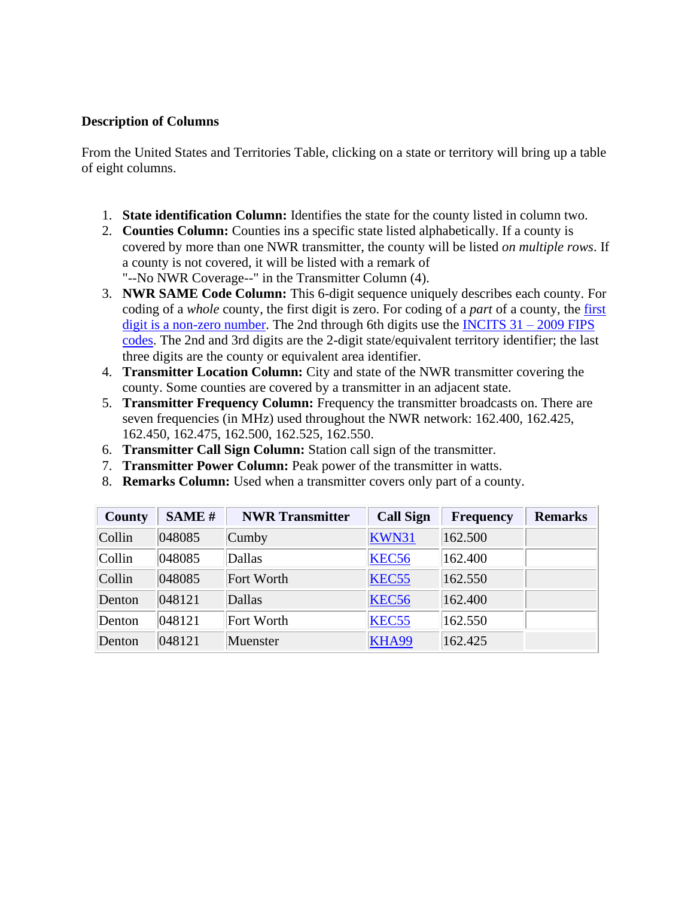**Description of Columns**

From the United States and Territories Table, clicking on a state or territory will bring up a table of eight columns.

1. **State identification Column:** Identifies the state for the county listed in column two.
2. **Counties Column:** Counties ins a specific state listed alphabetically. If a county is covered by more than one NWR transmitter, the county will be listed *on multiple rows*. If a county is not covered, it will be listed with a remark of "--No NWR Coverage--" in the Transmitter Column (4).
3. **NWR SAME Code Column:** This 6-digit sequence uniquely describes each county. For coding of a *whole* county, the first digit is zero. For coding of a *part* of a county, the first digit is a non-zero number. The 2nd through 6th digits use the INCITS 31 – 2009 FIPS codes. The 2nd and 3rd digits are the 2-digit state/equivalent territory identifier; the last three digits are the county or equivalent area identifier.
4. **Transmitter Location Column:** City and state of the NWR transmitter covering the county. Some counties are covered by a transmitter in an adjacent state.
5. **Transmitter Frequency Column:** Frequency the transmitter broadcasts on. There are seven frequencies (in MHz) used throughout the NWR network: 162.400, 162.425, 162.450, 162.475, 162.500, 162.525, 162.550.
6. **Transmitter Call Sign Column:** Station call sign of the transmitter.
7. **Transmitter Power Column:** Peak power of the transmitter in watts.
8. **Remarks Column:** Used when a transmitter covers only part of a county.

| County | SAME # | NWR Transmitter | Call Sign | Frequency | Remarks |
|---|---|---|---|---|---|
| Collin | 048085 | Cumby | KWN31 | 162.500 | |
| Collin | 048085 | Dallas | KEC56 | 162.400 | |
| Collin | 048085 | Fort Worth | KEC55 | 162.550 | |
| Denton | 048121 | Dallas | KEC56 | 162.400 | |
| Denton | 048121 | Fort Worth | KEC55 | 162.550 | |
| Denton | 048121 | Muenster | KHA99 | 162.425 | |